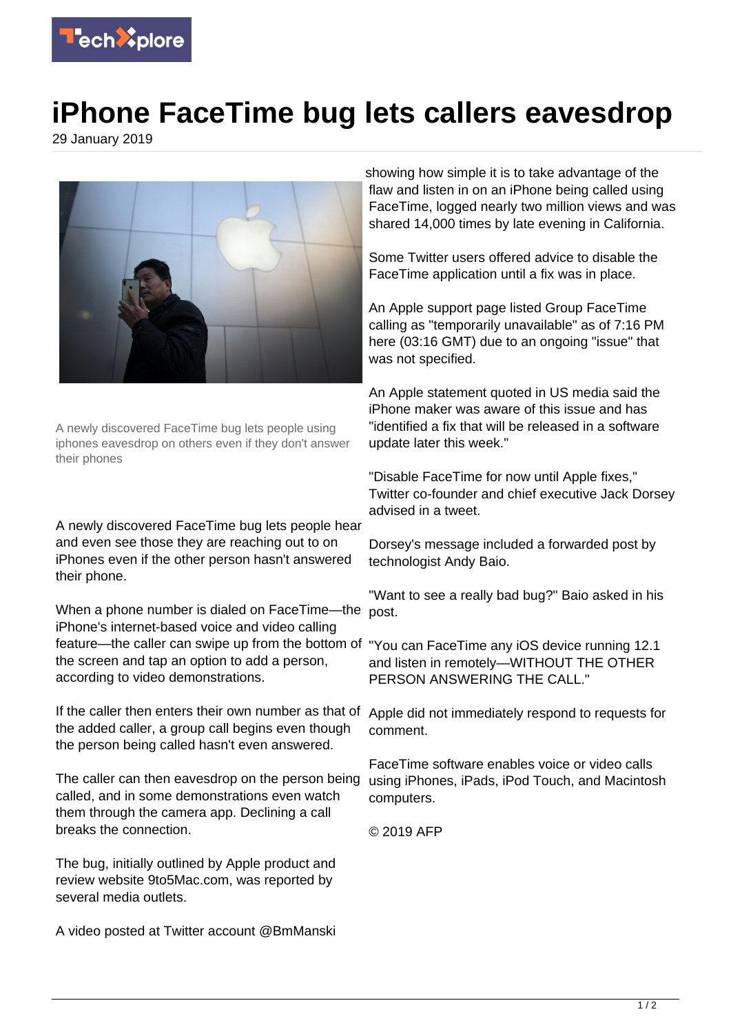# iPhone FaceTime bug lets callers eavesdrop

29 January 2019

A newly discovered FaceTime bug lets people using iphones eavesdrop on others even if they don't answer their phones

A newly discovered FaceTime bug lets people hear and even see those they are reaching out to on iPhones even if the other person hasn't answered their phone.

When a phone number is dialed on FaceTime—the iPhone's internet-based voice and video calling feature—the caller can swipe up from the bottom of the screen and tap an option to add a person, according to video demonstrations.

If the caller then enters their own number as that of the added caller, a group call begins even though the person being called hasn't even answered.

The caller can then eavesdrop on the person being called, and in some demonstrations even watch them through the camera app. Declining a call breaks the connection.

The bug, initially outlined by Apple product and review website 9to5Mac.com, was reported by several media outlets.

A video posted at Twitter account @BmManski showing how simple it is to take advantage of the flaw and listen in on an iPhone being called using FaceTime, logged nearly two million views and was shared 14,000 times by late evening in California.

Some Twitter users offered advice to disable the FaceTime application until a fix was in place.

An Apple support page listed Group FaceTime calling as "temporarily unavailable" as of 7:16 PM here (03:16 GMT) due to an ongoing "issue" that was not specified.

An Apple statement quoted in US media said the iPhone maker was aware of this issue and has "identified a fix that will be released in a software update later this week."

"Disable FaceTime for now until Apple fixes," Twitter co-founder and chief executive Jack Dorsey advised in a tweet.

Dorsey's message included a forwarded post by technologist Andy Baio.

"Want to see a really bad bug?" Baio asked in his post.

"You can FaceTime any iOS device running 12.1 and listen in remotely—WITHOUT THE OTHER PERSON ANSWERING THE CALL."

Apple did not immediately respond to requests for comment.

FaceTime software enables voice or video calls using iPhones, iPads, iPod Touch, and Macintosh computers.

© 2019 AFP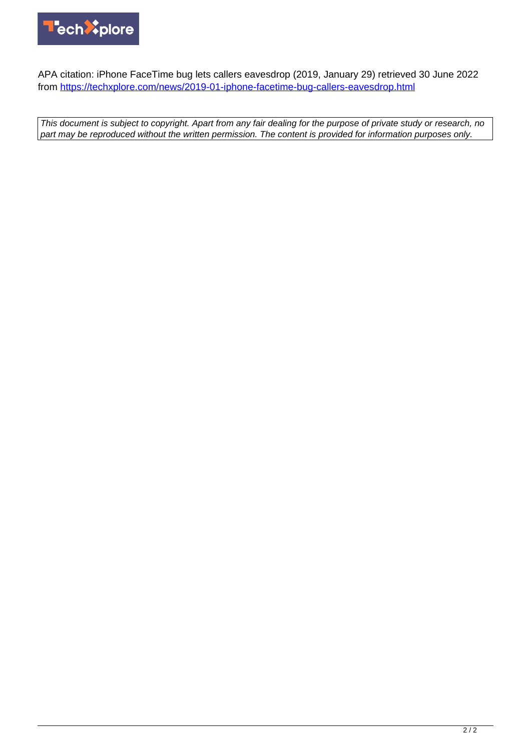APA citation: iPhone FaceTime bug lets callers eavesdrop (2019, January 29) retrieved 30 June 2022 from https://techxplore.com/news/2019-01-iphone-facetime-bug-callers-eavesdrop.html

*This document is subject to copyright. Apart from any fair dealing for the purpose of private study or research, no part may be reproduced without the written permission. The content is provided for information purposes only.*